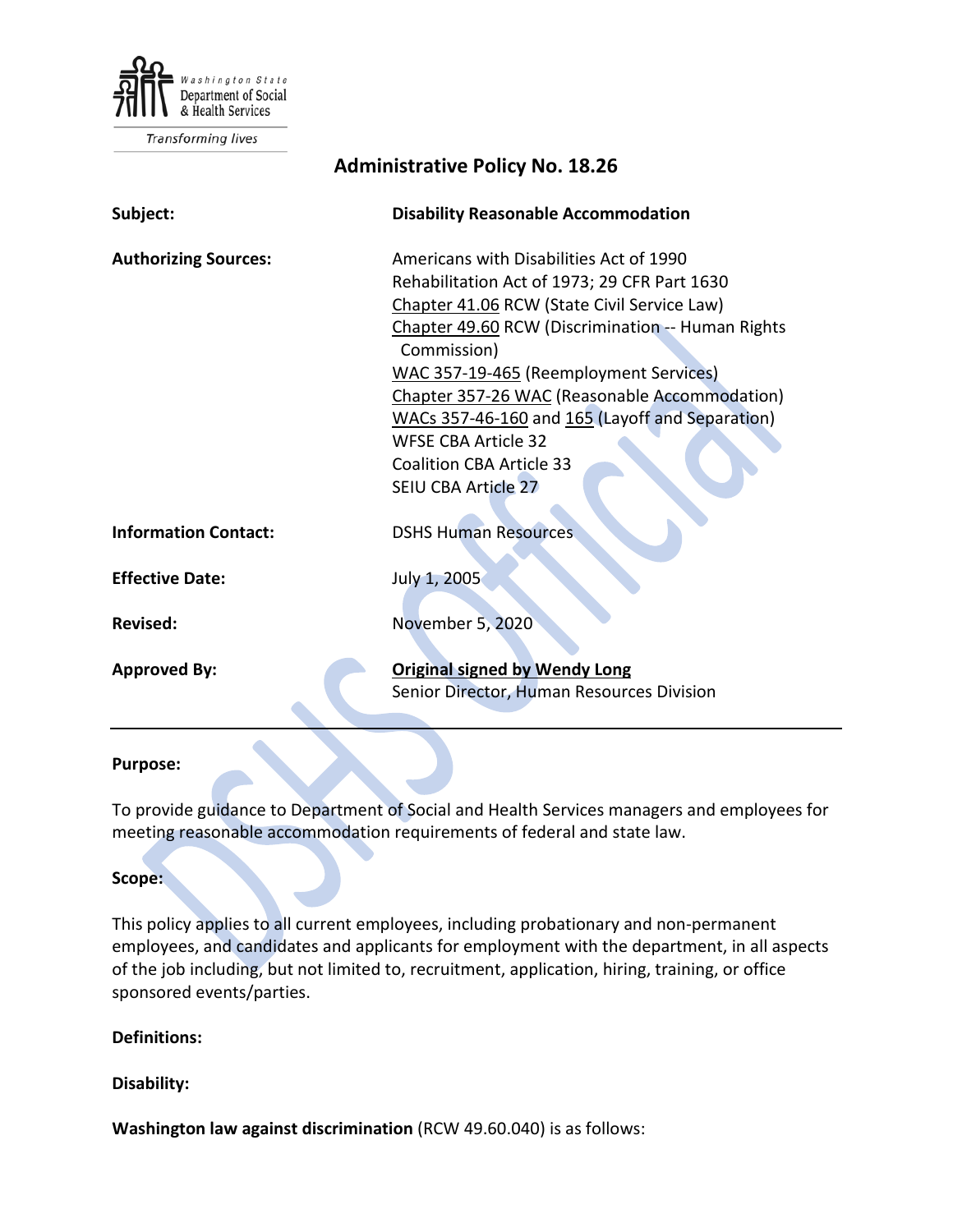Washington State Department of Social & Health Services

Transforming lives

# Administrative Policy No. 18.26

| | |
|---|---|
| **Subject:** | **Disability Reasonable Accommodation** |
| **Authorizing Sources:** | Americans with Disabilities Act of 1990<br>Rehabilitation Act of 1973; 29 CFR Part 1630<br>Chapter 41.06 RCW (State Civil Service Law)<br>Chapter 49.60 RCW (Discrimination -- Human Rights Commission)<br>WAC 357-19-465 (Reemployment Services)<br>Chapter 357-26 WAC (Reasonable Accommodation)<br>WACs 357-46-160 and 165 (Layoff and Separation)<br>WFSE CBA Article 32<br>Coalition CBA Article 33<br>SEIU CBA Article 27 |
| **Information Contact:** | DSHS Human Resources |
| **Effective Date:** | July 1, 2005 |
| **Revised:** | November 5, 2020 |
| **Approved By:** | **Original signed by Wendy Long**<br>Senior Director, Human Resources Division |

**Purpose:**

To provide guidance to Department of Social and Health Services managers and employees for meeting reasonable accommodation requirements of federal and state law.

**Scope:**

This policy applies to all current employees, including probationary and non-permanent employees, and candidates and applicants for employment with the department, in all aspects of the job including, but not limited to, recruitment, application, hiring, training, or office sponsored events/parties.

**Definitions:**

**Disability:**

**Washington law against discrimination** (RCW 49.60.040) is as follows: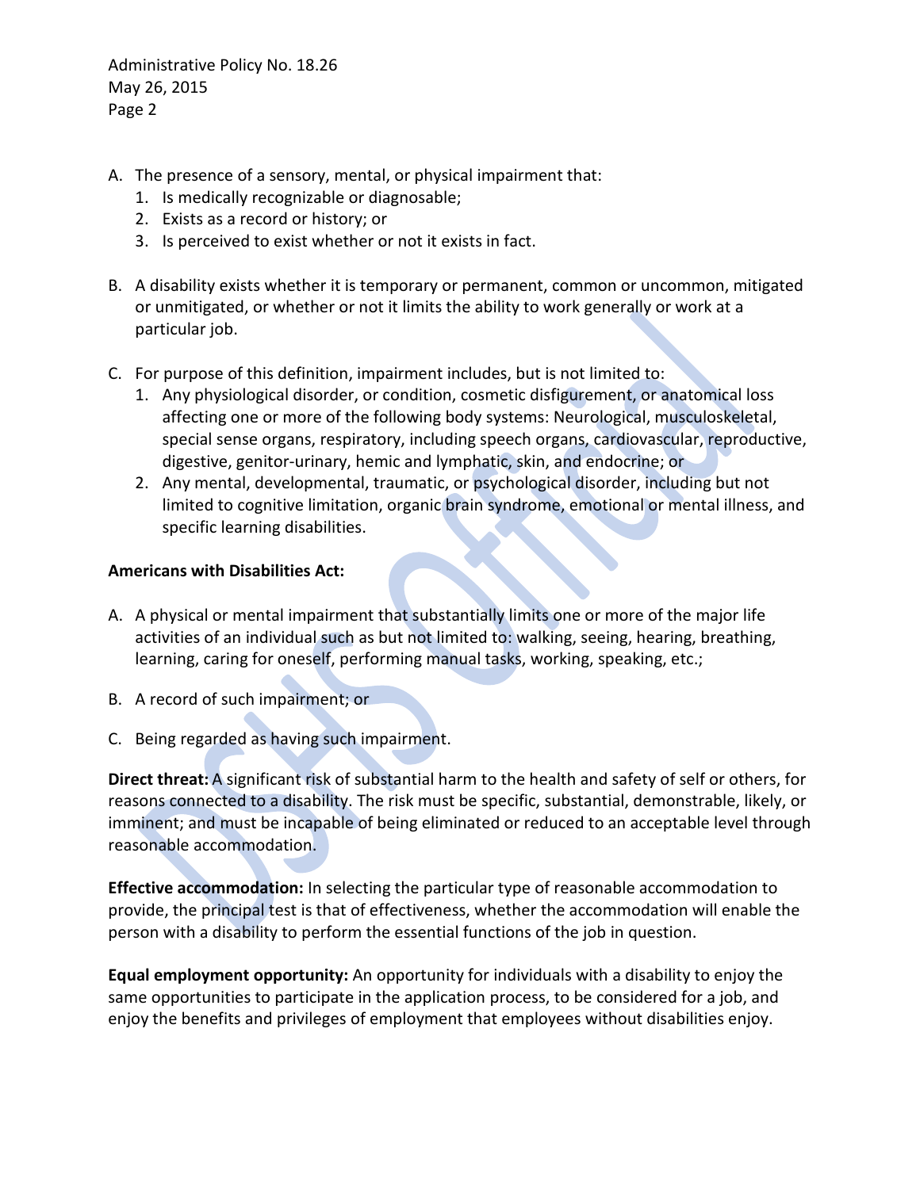A. The presence of a sensory, mental, or physical impairment that:
   1. Is medically recognizable or diagnosable;
   2. Exists as a record or history; or
   3. Is perceived to exist whether or not it exists in fact.

B. A disability exists whether it is temporary or permanent, common or uncommon, mitigated or unmitigated, or whether or not it limits the ability to work generally or work at a particular job.

C. For purpose of this definition, impairment includes, but is not limited to:
   1. Any physiological disorder, or condition, cosmetic disfigurement, or anatomical loss affecting one or more of the following body systems: Neurological, musculoskeletal, special sense organs, respiratory, including speech organs, cardiovascular, reproductive, digestive, genitor-urinary, hemic and lymphatic, skin, and endocrine; or
   2. Any mental, developmental, traumatic, or psychological disorder, including but not limited to cognitive limitation, organic brain syndrome, emotional or mental illness, and specific learning disabilities.

**Americans with Disabilities Act:**

A. A physical or mental impairment that substantially limits one or more of the major life activities of an individual such as but not limited to: walking, seeing, hearing, breathing, learning, caring for oneself, performing manual tasks, working, speaking, etc.;

B. A record of such impairment; or

C. Being regarded as having such impairment.

**Direct threat:** A significant risk of substantial harm to the health and safety of self or others, for reasons connected to a disability. The risk must be specific, substantial, demonstrable, likely, or imminent; and must be incapable of being eliminated or reduced to an acceptable level through reasonable accommodation.

**Effective accommodation:** In selecting the particular type of reasonable accommodation to provide, the principal test is that of effectiveness, whether the accommodation will enable the person with a disability to perform the essential functions of the job in question.

**Equal employment opportunity:** An opportunity for individuals with a disability to enjoy the same opportunities to participate in the application process, to be considered for a job, and enjoy the benefits and privileges of employment that employees without disabilities enjoy.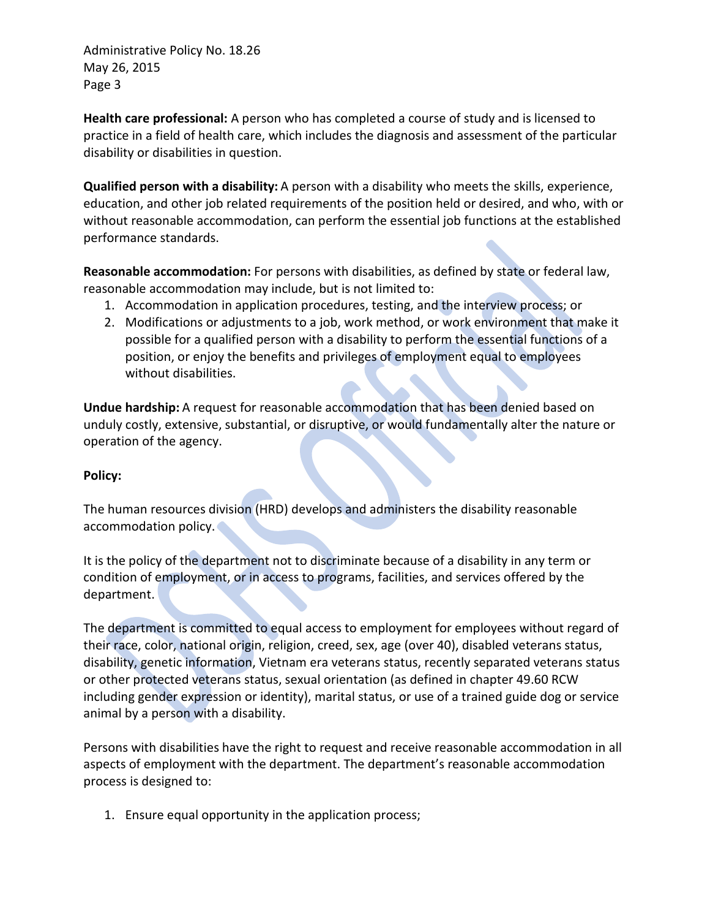**Health care professional:** A person who has completed a course of study and is licensed to practice in a field of health care, which includes the diagnosis and assessment of the particular disability or disabilities in question.

**Qualified person with a disability:** A person with a disability who meets the skills, experience, education, and other job related requirements of the position held or desired, and who, with or without reasonable accommodation, can perform the essential job functions at the established performance standards.

**Reasonable accommodation:** For persons with disabilities, as defined by state or federal law, reasonable accommodation may include, but is not limited to:

1. Accommodation in application procedures, testing, and the interview process; or
2. Modifications or adjustments to a job, work method, or work environment that make it possible for a qualified person with a disability to perform the essential functions of a position, or enjoy the benefits and privileges of employment equal to employees without disabilities.

**Undue hardship:** A request for reasonable accommodation that has been denied based on unduly costly, extensive, substantial, or disruptive, or would fundamentally alter the nature or operation of the agency.

**Policy:**

The human resources division (HRD) develops and administers the disability reasonable accommodation policy.

It is the policy of the department not to discriminate because of a disability in any term or condition of employment, or in access to programs, facilities, and services offered by the department.

The department is committed to equal access to employment for employees without regard of their race, color, national origin, religion, creed, sex, age (over 40), disabled veterans status, disability, genetic information, Vietnam era veterans status, recently separated veterans status or other protected veterans status, sexual orientation (as defined in chapter 49.60 RCW including gender expression or identity), marital status, or use of a trained guide dog or service animal by a person with a disability.

Persons with disabilities have the right to request and receive reasonable accommodation in all aspects of employment with the department. The department's reasonable accommodation process is designed to:

1. Ensure equal opportunity in the application process;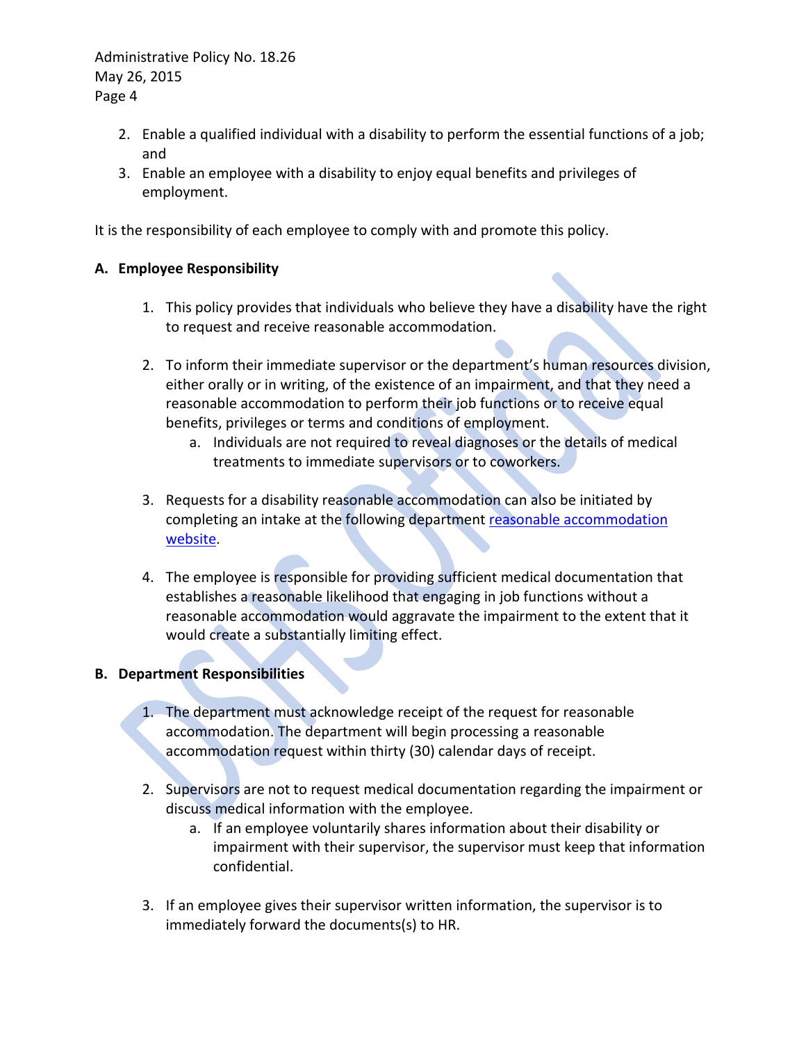2. Enable a qualified individual with a disability to perform the essential functions of a job; and
3. Enable an employee with a disability to enjoy equal benefits and privileges of employment.

It is the responsibility of each employee to comply with and promote this policy.

**A. Employee Responsibility**

1. This policy provides that individuals who believe they have a disability have the right to request and receive reasonable accommodation.

2. To inform their immediate supervisor or the department's human resources division, either orally or in writing, of the existence of an impairment, and that they need a reasonable accommodation to perform their job functions or to receive equal benefits, privileges or terms and conditions of employment.
   a. Individuals are not required to reveal diagnoses or the details of medical treatments to immediate supervisors or to coworkers.

3. Requests for a disability reasonable accommodation can also be initiated by completing an intake at the following department reasonable accommodation website.

4. The employee is responsible for providing sufficient medical documentation that establishes a reasonable likelihood that engaging in job functions without a reasonable accommodation would aggravate the impairment to the extent that it would create a substantially limiting effect.

**B. Department Responsibilities**

1. The department must acknowledge receipt of the request for reasonable accommodation. The department will begin processing a reasonable accommodation request within thirty (30) calendar days of receipt.

2. Supervisors are not to request medical documentation regarding the impairment or discuss medical information with the employee.
   a. If an employee voluntarily shares information about their disability or impairment with their supervisor, the supervisor must keep that information confidential.

3. If an employee gives their supervisor written information, the supervisor is to immediately forward the documents(s) to HR.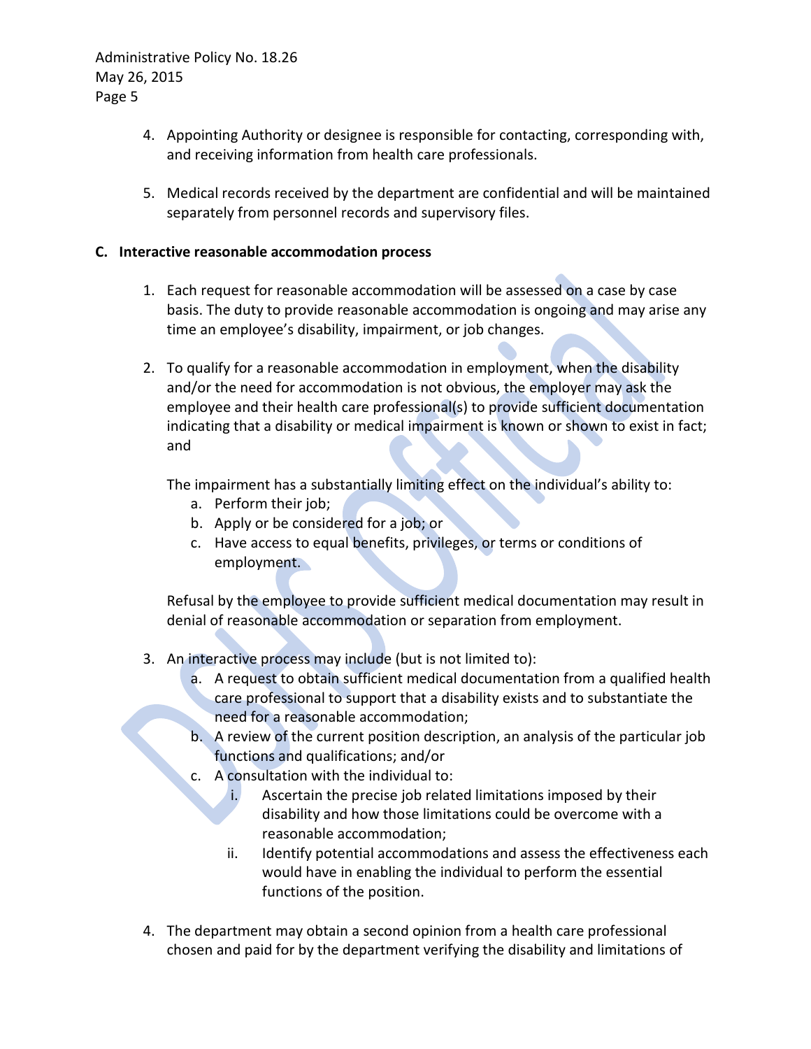4. Appointing Authority or designee is responsible for contacting, corresponding with, and receiving information from health care professionals.

5. Medical records received by the department are confidential and will be maintained separately from personnel records and supervisory files.

**C. Interactive reasonable accommodation process**

1. Each request for reasonable accommodation will be assessed on a case by case basis. The duty to provide reasonable accommodation is ongoing and may arise any time an employee's disability, impairment, or job changes.

2. To qualify for a reasonable accommodation in employment, when the disability and/or the need for accommodation is not obvious, the employer may ask the employee and their health care professional(s) to provide sufficient documentation indicating that a disability or medical impairment is known or shown to exist in fact; and

   The impairment has a substantially limiting effect on the individual's ability to:
   a. Perform their job;
   b. Apply or be considered for a job; or
   c. Have access to equal benefits, privileges, or terms or conditions of employment.

   Refusal by the employee to provide sufficient medical documentation may result in denial of reasonable accommodation or separation from employment.

3. An interactive process may include (but is not limited to):
   a. A request to obtain sufficient medical documentation from a qualified health care professional to support that a disability exists and to substantiate the need for a reasonable accommodation;
   b. A review of the current position description, an analysis of the particular job functions and qualifications; and/or
   c. A consultation with the individual to:
      i. Ascertain the precise job related limitations imposed by their disability and how those limitations could be overcome with a reasonable accommodation;
      ii. Identify potential accommodations and assess the effectiveness each would have in enabling the individual to perform the essential functions of the position.

4. The department may obtain a second opinion from a health care professional chosen and paid for by the department verifying the disability and limitations of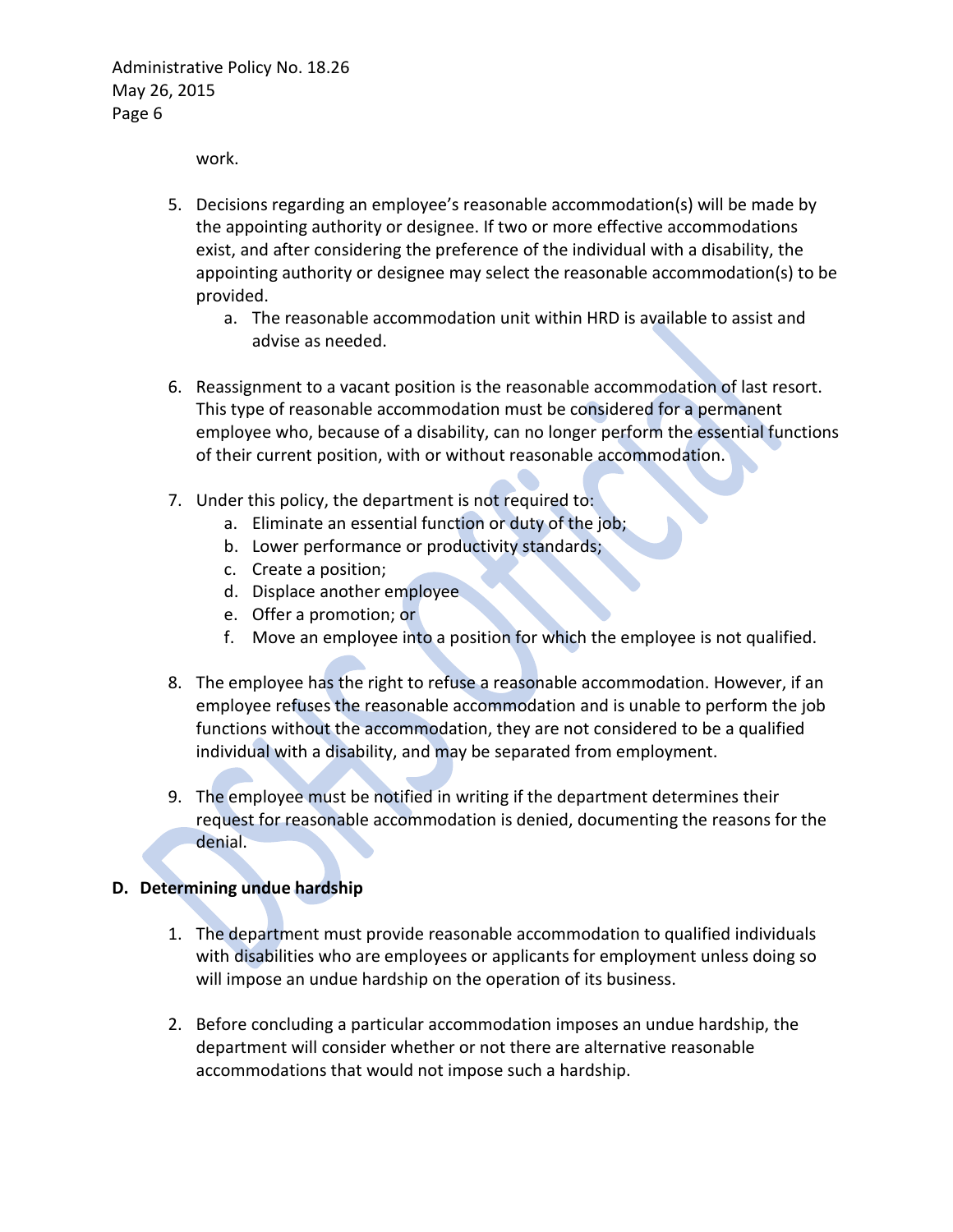work.

5. Decisions regarding an employee's reasonable accommodation(s) will be made by the appointing authority or designee. If two or more effective accommodations exist, and after considering the preference of the individual with a disability, the appointing authority or designee may select the reasonable accommodation(s) to be provided.
   a. The reasonable accommodation unit within HRD is available to assist and advise as needed.

6. Reassignment to a vacant position is the reasonable accommodation of last resort. This type of reasonable accommodation must be considered for a permanent employee who, because of a disability, can no longer perform the essential functions of their current position, with or without reasonable accommodation.

7. Under this policy, the department is not required to:
   a. Eliminate an essential function or duty of the job;
   b. Lower performance or productivity standards;
   c. Create a position;
   d. Displace another employee
   e. Offer a promotion; or
   f. Move an employee into a position for which the employee is not qualified.

8. The employee has the right to refuse a reasonable accommodation. However, if an employee refuses the reasonable accommodation and is unable to perform the job functions without the accommodation, they are not considered to be a qualified individual with a disability, and may be separated from employment.

9. The employee must be notified in writing if the department determines their request for reasonable accommodation is denied, documenting the reasons for the denial.

**D. Determining undue hardship**

1. The department must provide reasonable accommodation to qualified individuals with disabilities who are employees or applicants for employment unless doing so will impose an undue hardship on the operation of its business.

2. Before concluding a particular accommodation imposes an undue hardship, the department will consider whether or not there are alternative reasonable accommodations that would not impose such a hardship.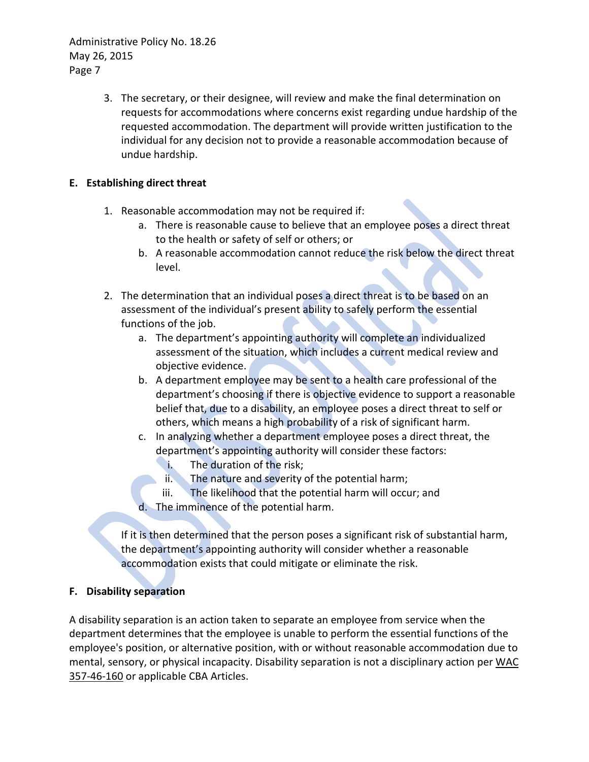3. The secretary, or their designee, will review and make the final determination on requests for accommodations where concerns exist regarding undue hardship of the requested accommodation. The department will provide written justification to the individual for any decision not to provide a reasonable accommodation because of undue hardship.

**E. Establishing direct threat**

1. Reasonable accommodation may not be required if:
   a. There is reasonable cause to believe that an employee poses a direct threat to the health or safety of self or others; or
   b. A reasonable accommodation cannot reduce the risk below the direct threat level.

2. The determination that an individual poses a direct threat is to be based on an assessment of the individual's present ability to safely perform the essential functions of the job.
   a. The department's appointing authority will complete an individualized assessment of the situation, which includes a current medical review and objective evidence.
   b. A department employee may be sent to a health care professional of the department's choosing if there is objective evidence to support a reasonable belief that, due to a disability, an employee poses a direct threat to self or others, which means a high probability of a risk of significant harm.
   c. In analyzing whether a department employee poses a direct threat, the department's appointing authority will consider these factors:
      i. The duration of the risk;
      ii. The nature and severity of the potential harm;
      iii. The likelihood that the potential harm will occur; and
   d. The imminence of the potential harm.

   If it is then determined that the person poses a significant risk of substantial harm, the department's appointing authority will consider whether a reasonable accommodation exists that could mitigate or eliminate the risk.

**F. Disability separation**

A disability separation is an action taken to separate an employee from service when the department determines that the employee is unable to perform the essential functions of the employee's position, or alternative position, with or without reasonable accommodation due to mental, sensory, or physical incapacity. Disability separation is not a disciplinary action per WAC 357-46-160 or applicable CBA Articles.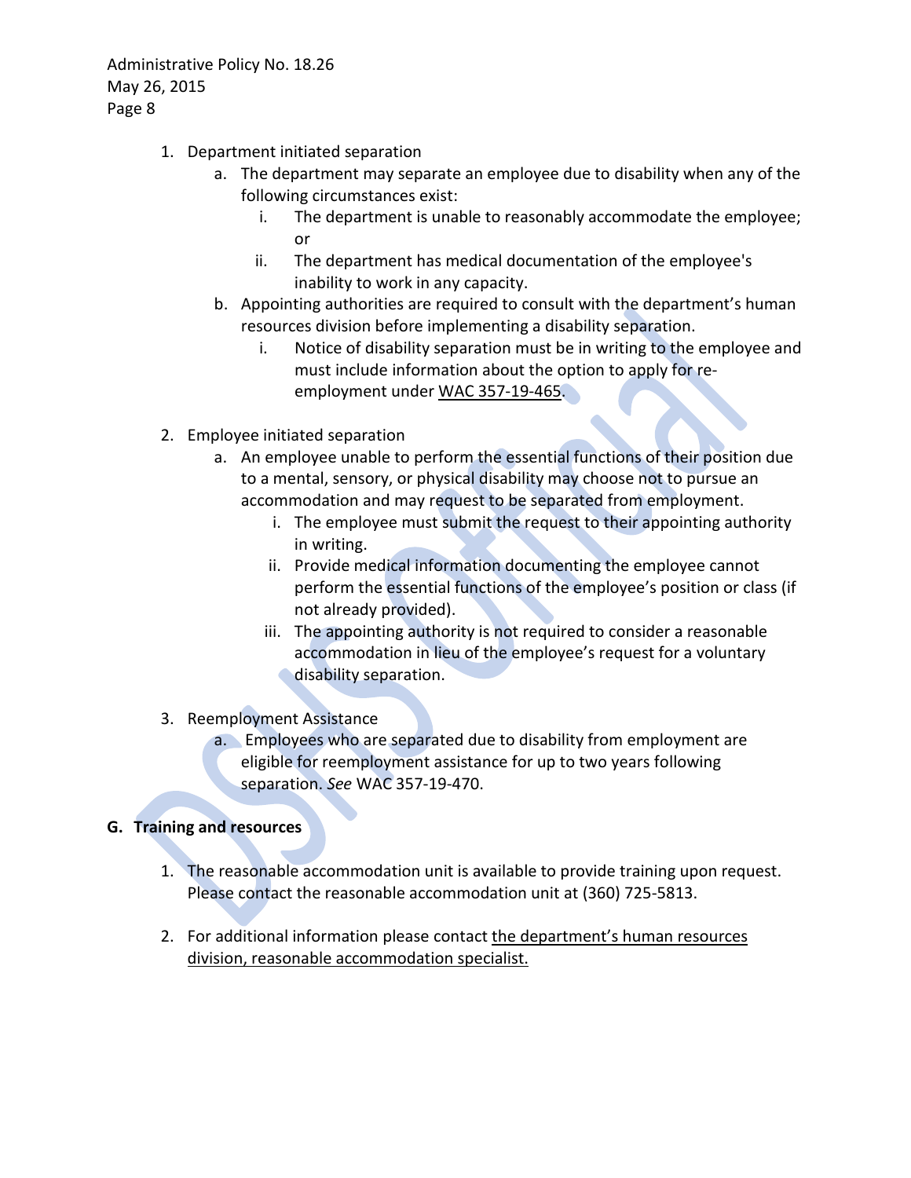1. Department initiated separation
   a. The department may separate an employee due to disability when any of the following circumstances exist:
      i. The department is unable to reasonably accommodate the employee; or
      ii. The department has medical documentation of the employee's inability to work in any capacity.
   b. Appointing authorities are required to consult with the department's human resources division before implementing a disability separation.
      i. Notice of disability separation must be in writing to the employee and must include information about the option to apply for re-employment under WAC 357-19-465.

2. Employee initiated separation
   a. An employee unable to perform the essential functions of their position due to a mental, sensory, or physical disability may choose not to pursue an accommodation and may request to be separated from employment.
      i. The employee must submit the request to their appointing authority in writing.
      ii. Provide medical information documenting the employee cannot perform the essential functions of the employee's position or class (if not already provided).
      iii. The appointing authority is not required to consider a reasonable accommodation in lieu of the employee's request for a voluntary disability separation.

3. Reemployment Assistance
   a. Employees who are separated due to disability from employment are eligible for reemployment assistance for up to two years following separation. *See* WAC 357-19-470.

## G. Training and resources

1. The reasonable accommodation unit is available to provide training upon request. Please contact the reasonable accommodation unit at (360) 725-5813.

2. For additional information please contact the department's human resources division, reasonable accommodation specialist.